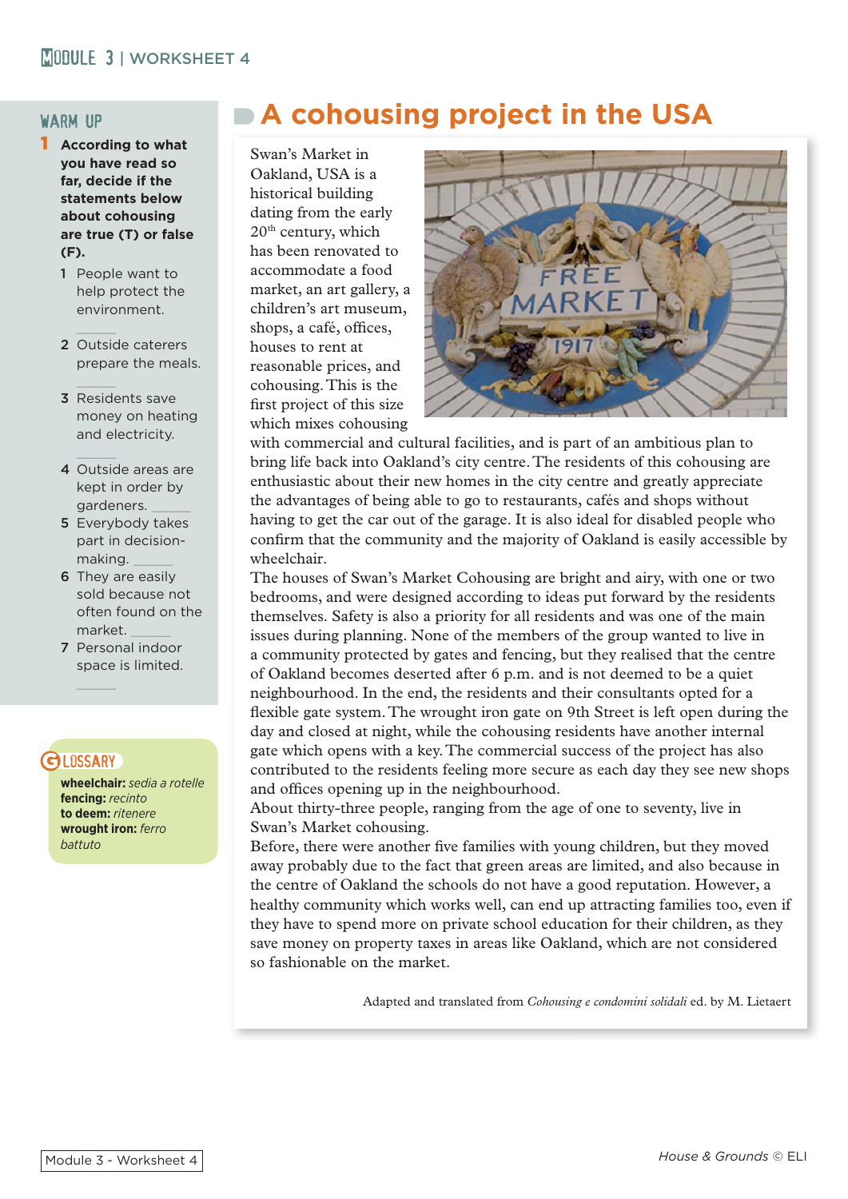## WARM UP

**1 According to what you have read so far, decide if the statements below about cohousing are true (T) or false (F).**

1 People want to help protect the environment. ______
2 Outside caterers prepare the meals. ______
3 Residents save money on heating and electricity. ______
4 Outside areas are kept in order by gardeners. ______
5 Everybody takes part in decision-making. ______
6 They are easily sold because not often found on the market. ______
7 Personal indoor space is limited. ______

## GLOSSARY

**wheelchair:** *sedia a rotelle*
**fencing:** *recinto*
**to deem:** *ritenere*
**wrought iron:** *ferro battuto*

# A cohousing project in the USA

Swan's Market in Oakland, USA is a historical building dating from the early 20th century, which has been renovated to accommodate a food market, an art gallery, a children's art museum, shops, a café, offices, houses to rent at reasonable prices, and cohousing. This is the first project of this size which mixes cohousing with commercial and cultural facilities, and is part of an ambitious plan to bring life back into Oakland's city centre. The residents of this cohousing are enthusiastic about their new homes in the city centre and greatly appreciate the advantages of being able to go to restaurants, cafés and shops without having to get the car out of the garage. It is also ideal for disabled people who confirm that the community and the majority of Oakland is easily accessible by wheelchair.

The houses of Swan's Market Cohousing are bright and airy, with one or two bedrooms, and were designed according to ideas put forward by the residents themselves. Safety is also a priority for all residents and was one of the main issues during planning. None of the members of the group wanted to live in a community protected by gates and fencing, but they realised that the centre of Oakland becomes deserted after 6 p.m. and is not deemed to be a quiet neighbourhood. In the end, the residents and their consultants opted for a flexible gate system. The wrought iron gate on 9th Street is left open during the day and closed at night, while the cohousing residents have another internal gate which opens with a key. The commercial success of the project has also contributed to the residents feeling more secure as each day they see new shops and offices opening up in the neighbourhood.

About thirty-three people, ranging from the age of one to seventy, live in Swan's Market cohousing.

Before, there were another five families with young children, but they moved away probably due to the fact that green areas are limited, and also because in the centre of Oakland the schools do not have a good reputation. However, a healthy community which works well, can end up attracting families too, even if they have to spend more on private school education for their children, as they save money on property taxes in areas like Oakland, which are not considered so fashionable on the market.

Adapted and translated from *Cohousing e condomini solidali* ed. by M. Lietaert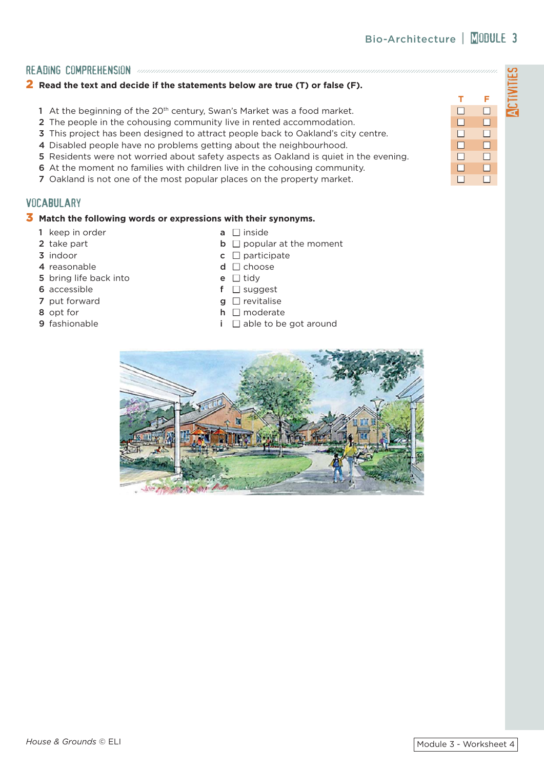## READING COMPREHENSION

**2** **Read the text and decide if the statements below are true (T) or false (F).**

| | | T | F |
|---|---|---|---|
| 1 | At the beginning of the 20th century, Swan's Market was a food market. | ☐ | ☐ |
| 2 | The people in the cohousing community live in rented accommodation. | ☐ | ☐ |
| 3 | This project has been designed to attract people back to Oakland's city centre. | ☐ | ☐ |
| 4 | Disabled people have no problems getting about the neighbourhood. | ☐ | ☐ |
| 5 | Residents were not worried about safety aspects as Oakland is quiet in the evening. | ☐ | ☐ |
| 6 | At the moment no families with children live in the cohousing community. | ☐ | ☐ |
| 7 | Oakland is not one of the most popular places on the property market. | ☐ | ☐ |

## VOCABULARY

**3** **Match the following words or expressions with their synonyms.**

| | |
|---|---|
| 1 keep in order | a ☐ inside |
| 2 take part | b ☐ popular at the moment |
| 3 indoor | c ☐ participate |
| 4 reasonable | d ☐ choose |
| 5 bring life back into | e ☐ tidy |
| 6 accessible | f ☐ suggest |
| 7 put forward | g ☐ revitalise |
| 8 opt for | h ☐ moderate |
| 9 fashionable | i ☐ able to be got around |